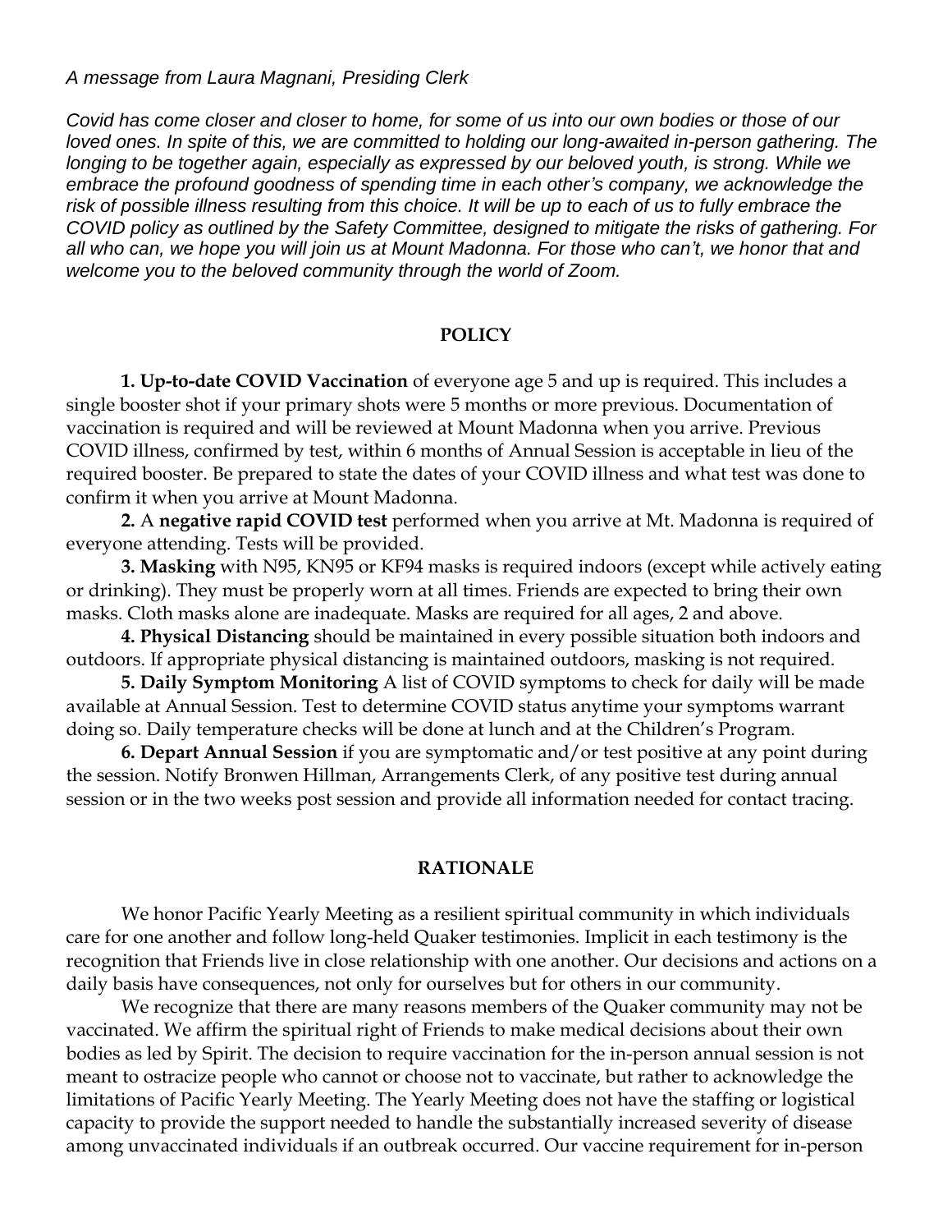*A message from Laura Magnani, Presiding Clerk*

*Covid has come closer and closer to home, for some of us into our own bodies or those of our loved ones. In spite of this, we are committed to holding our long-awaited in-person gathering. The longing to be together again, especially as expressed by our beloved youth, is strong. While we embrace the profound goodness of spending time in each other's company, we acknowledge the risk of possible illness resulting from this choice. It will be up to each of us to fully embrace the COVID policy as outlined by the Safety Committee, designed to mitigate the risks of gathering. For all who can, we hope you will join us at Mount Madonna. For those who can't, we honor that and welcome you to the beloved community through the world of Zoom.*

## POLICY

**1. Up-to-date COVID Vaccination** of everyone age 5 and up is required. This includes a single booster shot if your primary shots were 5 months or more previous. Documentation of vaccination is required and will be reviewed at Mount Madonna when you arrive. Previous COVID illness, confirmed by test, within 6 months of Annual Session is acceptable in lieu of the required booster. Be prepared to state the dates of your COVID illness and what test was done to confirm it when you arrive at Mount Madonna.

**2.** A **negative rapid COVID test** performed when you arrive at Mt. Madonna is required of everyone attending. Tests will be provided.

**3. Masking** with N95, KN95 or KF94 masks is required indoors (except while actively eating or drinking). They must be properly worn at all times. Friends are expected to bring their own masks. Cloth masks alone are inadequate. Masks are required for all ages, 2 and above.

**4. Physical Distancing** should be maintained in every possible situation both indoors and outdoors. If appropriate physical distancing is maintained outdoors, masking is not required.

**5. Daily Symptom Monitoring** A list of COVID symptoms to check for daily will be made available at Annual Session. Test to determine COVID status anytime your symptoms warrant doing so. Daily temperature checks will be done at lunch and at the Children's Program.

**6. Depart Annual Session** if you are symptomatic and/or test positive at any point during the session. Notify Bronwen Hillman, Arrangements Clerk, of any positive test during annual session or in the two weeks post session and provide all information needed for contact tracing.

## RATIONALE

We honor Pacific Yearly Meeting as a resilient spiritual community in which individuals care for one another and follow long-held Quaker testimonies. Implicit in each testimony is the recognition that Friends live in close relationship with one another. Our decisions and actions on a daily basis have consequences, not only for ourselves but for others in our community.

We recognize that there are many reasons members of the Quaker community may not be vaccinated. We affirm the spiritual right of Friends to make medical decisions about their own bodies as led by Spirit. The decision to require vaccination for the in-person annual session is not meant to ostracize people who cannot or choose not to vaccinate, but rather to acknowledge the limitations of Pacific Yearly Meeting. The Yearly Meeting does not have the staffing or logistical capacity to provide the support needed to handle the substantially increased severity of disease among unvaccinated individuals if an outbreak occurred. Our vaccine requirement for in-person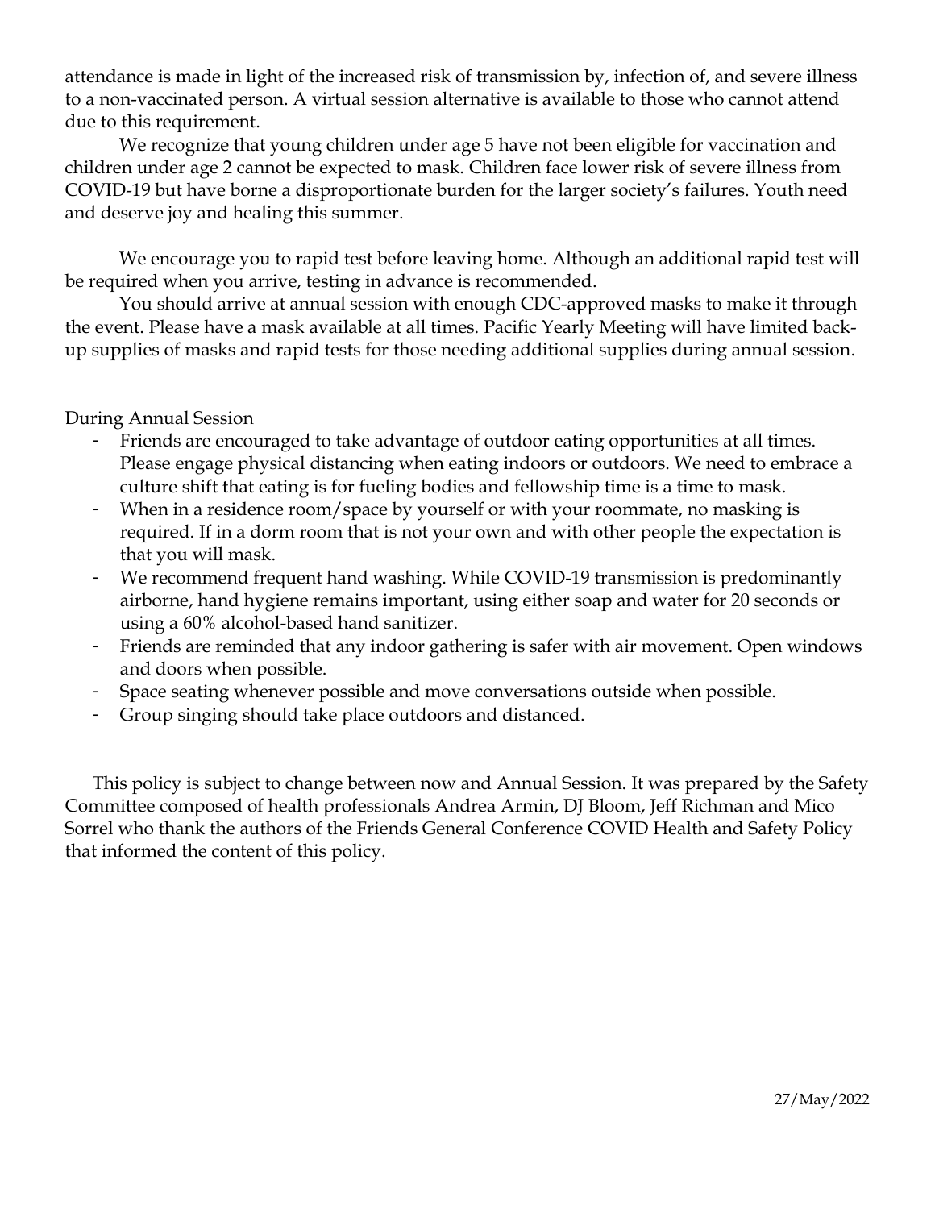attendance is made in light of the increased risk of transmission by, infection of, and severe illness to a non-vaccinated person. A virtual session alternative is available to those who cannot attend due to this requirement.

We recognize that young children under age 5 have not been eligible for vaccination and children under age 2 cannot be expected to mask. Children face lower risk of severe illness from COVID-19 but have borne a disproportionate burden for the larger society's failures. Youth need and deserve joy and healing this summer.

We encourage you to rapid test before leaving home. Although an additional rapid test will be required when you arrive, testing in advance is recommended.

You should arrive at annual session with enough CDC-approved masks to make it through the event. Please have a mask available at all times. Pacific Yearly Meeting will have limited back-up supplies of masks and rapid tests for those needing additional supplies during annual session.

During Annual Session

- Friends are encouraged to take advantage of outdoor eating opportunities at all times. Please engage physical distancing when eating indoors or outdoors. We need to embrace a culture shift that eating is for fueling bodies and fellowship time is a time to mask.
- When in a residence room/space by yourself or with your roommate, no masking is required. If in a dorm room that is not your own and with other people the expectation is that you will mask.
- We recommend frequent hand washing. While COVID-19 transmission is predominantly airborne, hand hygiene remains important, using either soap and water for 20 seconds or using a 60% alcohol-based hand sanitizer.
- Friends are reminded that any indoor gathering is safer with air movement. Open windows and doors when possible.
- Space seating whenever possible and move conversations outside when possible.
- Group singing should take place outdoors and distanced.

This policy is subject to change between now and Annual Session. It was prepared by the Safety Committee composed of health professionals Andrea Armin, DJ Bloom, Jeff Richman and Mico Sorrel who thank the authors of the Friends General Conference COVID Health and Safety Policy that informed the content of this policy.

27/May/2022